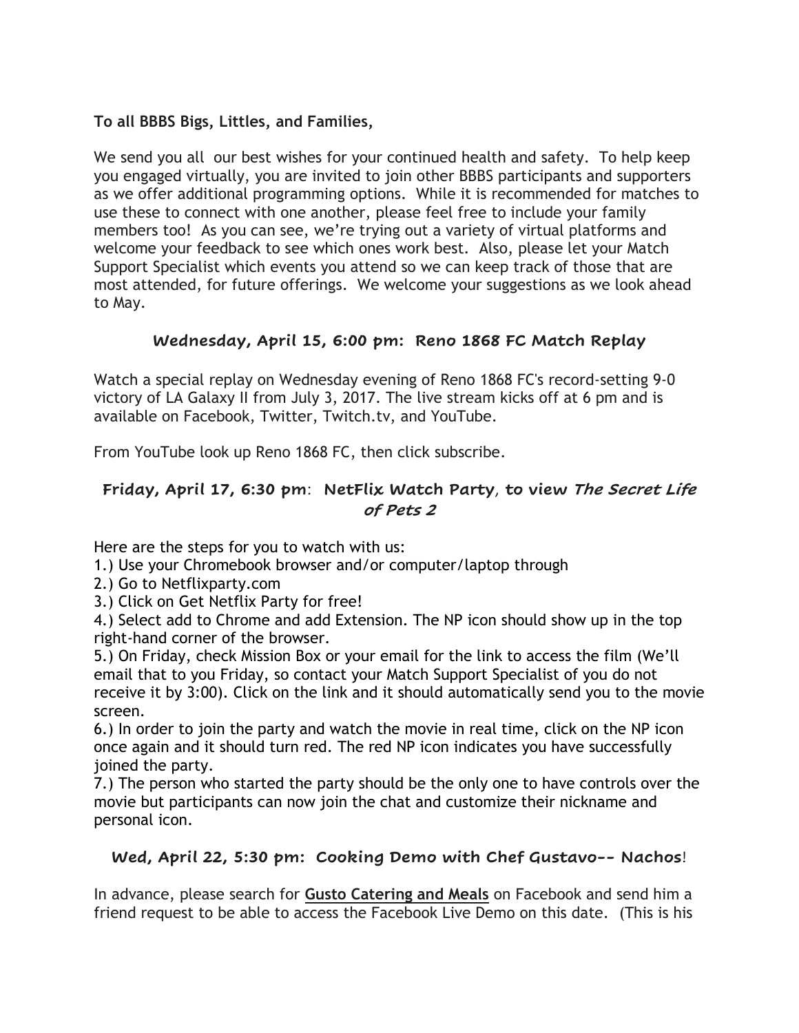**To all BBBS Bigs, Littles, and Families,**

We send you all our best wishes for your continued health and safety. To help keep you engaged virtually, you are invited to join other BBBS participants and supporters as we offer additional programming options. While it is recommended for matches to use these to connect with one another, please feel free to include your family members too! As you can see, we're trying out a variety of virtual platforms and welcome your feedback to see which ones work best. Also, please let your Match Support Specialist which events you attend so we can keep track of those that are most attended, for future offerings. We welcome your suggestions as we look ahead to May.

### Wednesday, April 15, 6:00 pm: Reno 1868 FC Match Replay

Watch a special replay on Wednesday evening of Reno 1868 FC's record-setting 9-0 victory of LA Galaxy II from July 3, 2017. The live stream kicks off at 6 pm and is available on Facebook, Twitter, Twitch.tv, and YouTube.

From YouTube look up Reno 1868 FC, then click subscribe.

### Friday, April 17, 6:30 pm: NetFlix Watch Party, to view *The Secret Life of Pets 2*

Here are the steps for you to watch with us:

1.) Use your Chromebook browser and/or computer/laptop through
2.) Go to Netflixparty.com
3.) Click on Get Netflix Party for free!
4.) Select add to Chrome and add Extension. The NP icon should show up in the top right-hand corner of the browser.
5.) On Friday, check Mission Box or your email for the link to access the film (We'll email that to you Friday, so contact your Match Support Specialist of you do not receive it by 3:00). Click on the link and it should automatically send you to the movie screen.
6.) In order to join the party and watch the movie in real time, click on the NP icon once again and it should turn red. The red NP icon indicates you have successfully joined the party.
7.) The person who started the party should be the only one to have controls over the movie but participants can now join the chat and customize their nickname and personal icon.

### Wed, April 22, 5:30 pm: Cooking Demo with Chef Gustavo-- Nachos!

In advance, please search for **Gusto Catering and Meals** on Facebook and send him a friend request to be able to access the Facebook Live Demo on this date. (This is his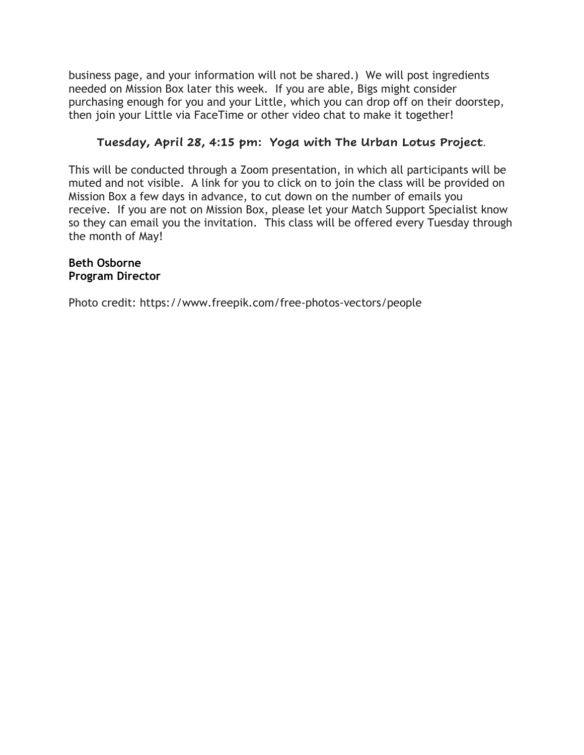business page, and your information will not be shared.) We will post ingredients needed on Mission Box later this week. If you are able, Bigs might consider purchasing enough for you and your Little, which you can drop off on their doorstep, then join your Little via FaceTime or other video chat to make it together!

### Tuesday, April 28, 4:15 pm: Yoga with The Urban Lotus Project.

This will be conducted through a Zoom presentation, in which all participants will be muted and not visible. A link for you to click on to join the class will be provided on Mission Box a few days in advance, to cut down on the number of emails you receive. If you are not on Mission Box, please let your Match Support Specialist know so they can email you the invitation. This class will be offered every Tuesday through the month of May!

**Beth Osborne**
**Program Director**

Photo credit: https://www.freepik.com/free-photos-vectors/people